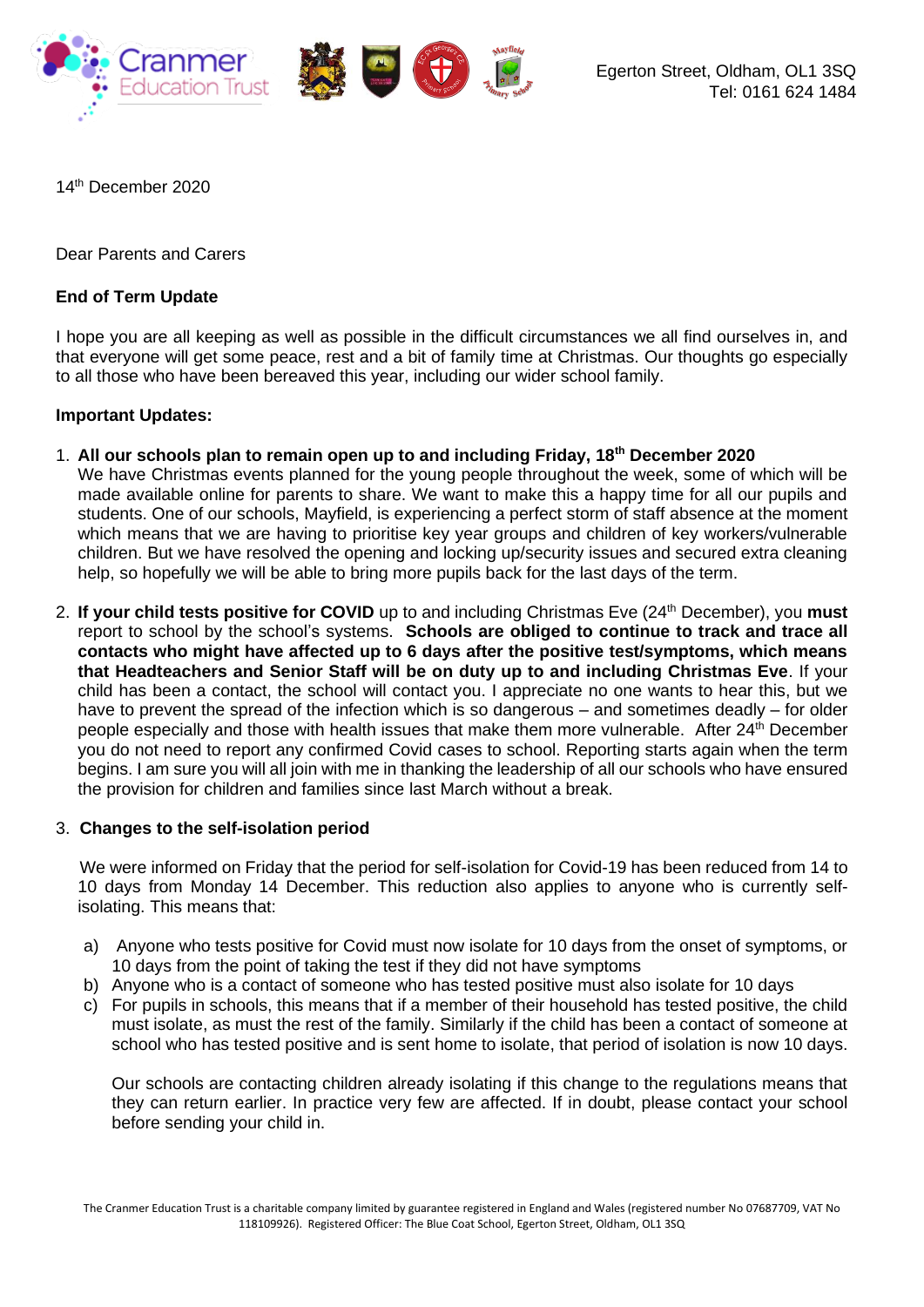Egerton Street, Oldham, OL1 3SQ
Tel: 0161 624 1484

14th December 2020

Dear Parents and Carers

**End of Term Update**

I hope you are all keeping as well as possible in the difficult circumstances we all find ourselves in, and that everyone will get some peace, rest and a bit of family time at Christmas. Our thoughts go especially to all those who have been bereaved this year, including our wider school family.

**Important Updates:**

1. **All our schools plan to remain open up to and including Friday, 18th December 2020**
   We have Christmas events planned for the young people throughout the week, some of which will be made available online for parents to share. We want to make this a happy time for all our pupils and students. One of our schools, Mayfield, is experiencing a perfect storm of staff absence at the moment which means that we are having to prioritise key year groups and children of key workers/vulnerable children. But we have resolved the opening and locking up/security issues and secured extra cleaning help, so hopefully we will be able to bring more pupils back for the last days of the term.

2. **If your child tests positive for COVID** up to and including Christmas Eve (24th December), you **must** report to school by the school's systems. **Schools are obliged to continue to track and trace all contacts who might have affected up to 6 days after the positive test/symptoms, which means that Headteachers and Senior Staff will be on duty up to and including Christmas Eve**. If your child has been a contact, the school will contact you. I appreciate no one wants to hear this, but we have to prevent the spread of the infection which is so dangerous – and sometimes deadly – for older people especially and those with health issues that make them more vulnerable. After 24th December you do not need to report any confirmed Covid cases to school. Reporting starts again when the term begins. I am sure you will all join with me in thanking the leadership of all our schools who have ensured the provision for children and families since last March without a break.

3. **Changes to the self-isolation period**

   We were informed on Friday that the period for self-isolation for Covid-19 has been reduced from 14 to 10 days from Monday 14 December. This reduction also applies to anyone who is currently self-isolating. This means that:

   a) Anyone who tests positive for Covid must now isolate for 10 days from the onset of symptoms, or 10 days from the point of taking the test if they did not have symptoms
   b) Anyone who is a contact of someone who has tested positive must also isolate for 10 days
   c) For pupils in schools, this means that if a member of their household has tested positive, the child must isolate, as must the rest of the family. Similarly if the child has been a contact of someone at school who has tested positive and is sent home to isolate, that period of isolation is now 10 days.

   Our schools are contacting children already isolating if this change to the regulations means that they can return earlier. In practice very few are affected. If in doubt, please contact your school before sending your child in.

The Cranmer Education Trust is a charitable company limited by guarantee registered in England and Wales (registered number No 07687709, VAT No 118109926). Registered Officer: The Blue Coat School, Egerton Street, Oldham, OL1 3SQ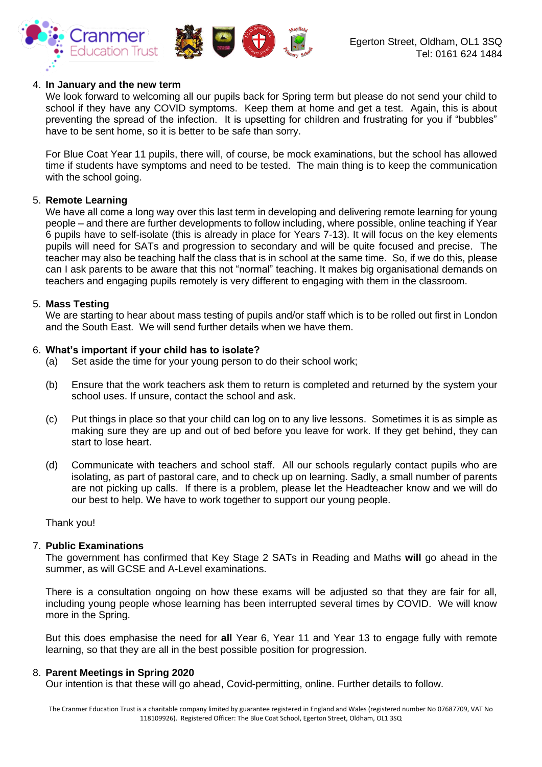4. **In January and the new term**
   We look forward to welcoming all our pupils back for Spring term but please do not send your child to school if they have any COVID symptoms. Keep them at home and get a test. Again, this is about preventing the spread of the infection. It is upsetting for children and frustrating for you if "bubbles" have to be sent home, so it is better to be safe than sorry.

   For Blue Coat Year 11 pupils, there will, of course, be mock examinations, but the school has allowed time if students have symptoms and need to be tested. The main thing is to keep the communication with the school going.

5. **Remote Learning**
   We have all come a long way over this last term in developing and delivering remote learning for young people – and there are further developments to follow including, where possible, online teaching if Year 6 pupils have to self-isolate (this is already in place for Years 7-13). It will focus on the key elements pupils will need for SATs and progression to secondary and will be quite focused and precise. The teacher may also be teaching half the class that is in school at the same time. So, if we do this, please can I ask parents to be aware that this not "normal" teaching. It makes big organisational demands on teachers and engaging pupils remotely is very different to engaging with them in the classroom.

5. **Mass Testing**
   We are starting to hear about mass testing of pupils and/or staff which is to be rolled out first in London and the South East. We will send further details when we have them.

6. **What's important if your child has to isolate?**
   (a) Set aside the time for your young person to do their school work;

   (b) Ensure that the work teachers ask them to return is completed and returned by the system your school uses. If unsure, contact the school and ask.

   (c) Put things in place so that your child can log on to any live lessons. Sometimes it is as simple as making sure they are up and out of bed before you leave for work. If they get behind, they can start to lose heart.

   (d) Communicate with teachers and school staff. All our schools regularly contact pupils who are isolating, as part of pastoral care, and to check up on learning. Sadly, a small number of parents are not picking up calls. If there is a problem, please let the Headteacher know and we will do our best to help. We have to work together to support our young people.

   Thank you!

7. **Public Examinations**
   The government has confirmed that Key Stage 2 SATs in Reading and Maths **will** go ahead in the summer, as will GCSE and A-Level examinations.

   There is a consultation ongoing on how these exams will be adjusted so that they are fair for all, including young people whose learning has been interrupted several times by COVID. We will know more in the Spring.

   But this does emphasise the need for **all** Year 6, Year 11 and Year 13 to engage fully with remote learning, so that they are all in the best possible position for progression.

8. **Parent Meetings in Spring 2020**
   Our intention is that these will go ahead, Covid-permitting, online. Further details to follow.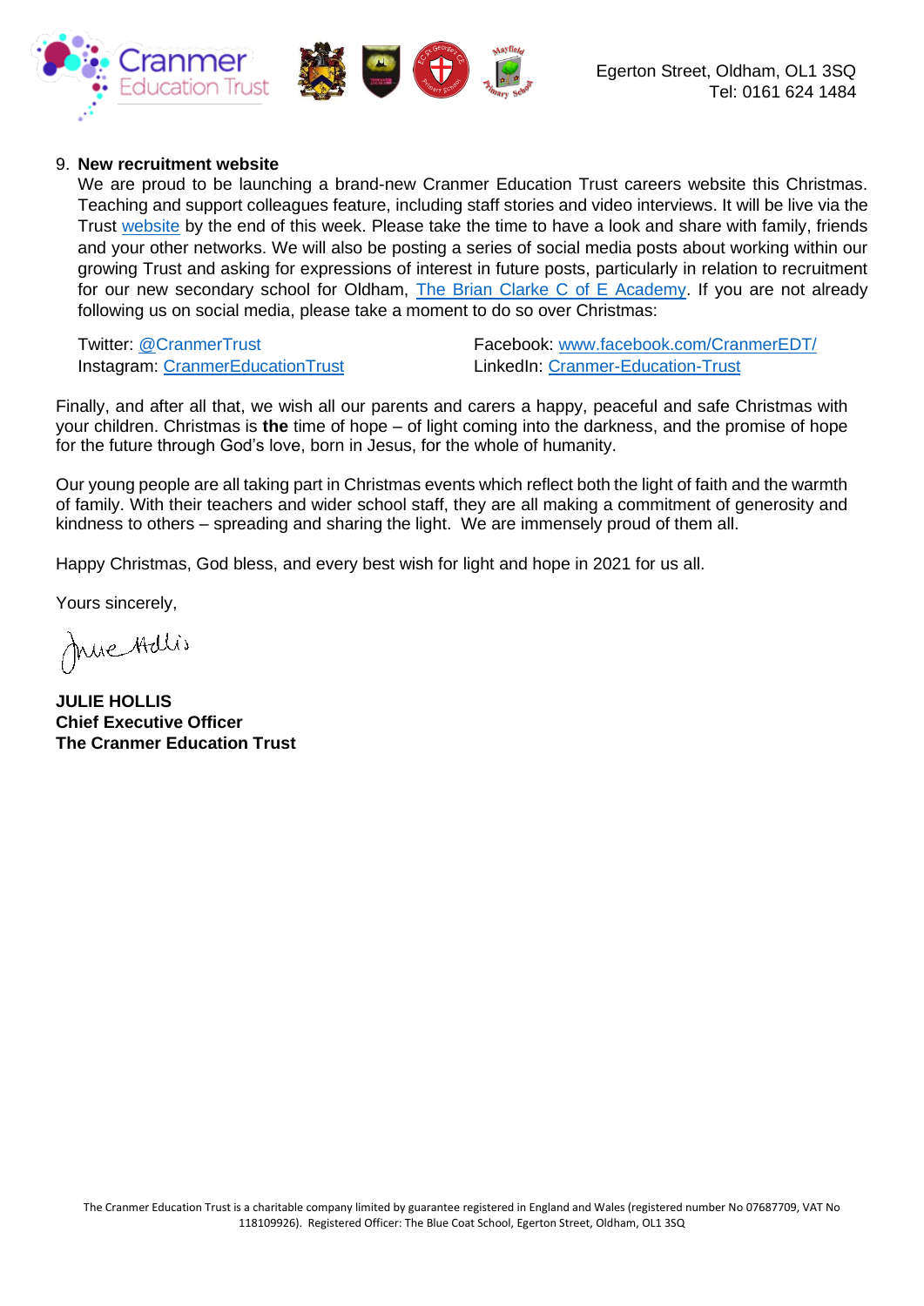9. **New recruitment website**

   We are proud to be launching a brand-new Cranmer Education Trust careers website this Christmas. Teaching and support colleagues feature, including staff stories and video interviews. It will be live via the Trust website by the end of this week. Please take the time to have a look and share with family, friends and your other networks. We will also be posting a series of social media posts about working within our growing Trust and asking for expressions of interest in future posts, particularly in relation to recruitment for our new secondary school for Oldham, The Brian Clarke C of E Academy. If you are not already following us on social media, please take a moment to do so over Christmas:

   Twitter: @CranmerTrust
   Facebook: www.facebook.com/CranmerEDT/
   Instagram: CranmerEducationTrust
   LinkedIn: Cranmer-Education-Trust

Finally, and after all that, we wish all our parents and carers a happy, peaceful and safe Christmas with your children. Christmas is **the** time of hope – of light coming into the darkness, and the promise of hope for the future through God's love, born in Jesus, for the whole of humanity.

Our young people are all taking part in Christmas events which reflect both the light of faith and the warmth of family. With their teachers and wider school staff, they are all making a commitment of generosity and kindness to others – spreading and sharing the light. We are immensely proud of them all.

Happy Christmas, God bless, and every best wish for light and hope in 2021 for us all.

Yours sincerely,

Julie Hollis

**JULIE HOLLIS**
**Chief Executive Officer**
**The Cranmer Education Trust**

The Cranmer Education Trust is a charitable company limited by guarantee registered in England and Wales (registered number No 07687709, VAT No 118109926). Registered Officer: The Blue Coat School, Egerton Street, Oldham, OL1 3SQ